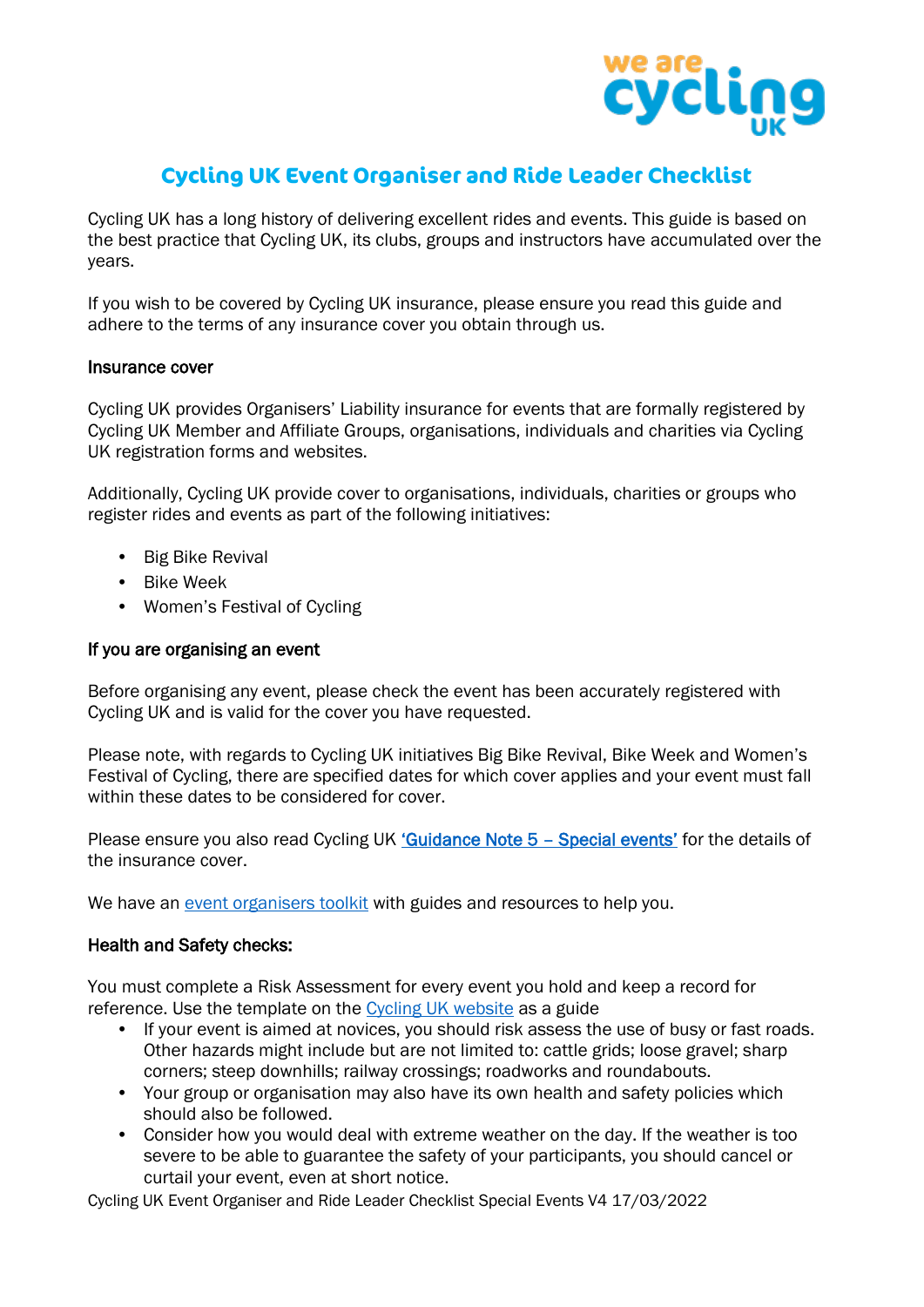# Cycling UK Event Organiser and Ride Leader Checklist

Cycling UK has a long history of delivering excellent rides and events. This guide is based on the best practice that Cycling UK, its clubs, groups and instructors have accumulated over the years.

If you wish to be covered by Cycling UK insurance, please ensure you read this guide and adhere to the terms of any insurance cover you obtain through us.

## Insurance cover

Cycling UK provides Organisers' Liability insurance for events that are formally registered by Cycling UK Member and Affiliate Groups, organisations, individuals and charities via Cycling UK registration forms and websites.

Additionally, Cycling UK provide cover to organisations, individuals, charities or groups who register rides and events as part of the following initiatives:

- Big Bike Revival
- Bike Week
- Women's Festival of Cycling

## If you are organising an event

Before organising any event, please check the event has been accurately registered with Cycling UK and is valid for the cover you have requested.

Please note, with regards to Cycling UK initiatives Big Bike Revival, Bike Week and Women's Festival of Cycling, there are specified dates for which cover applies and your event must fall within these dates to be considered for cover.

Please ensure you also read Cycling UK **'Guidance Note 5 – Special events'** for the details of the insurance cover.

We have an event organisers toolkit with guides and resources to help you.

## Health and Safety checks:

You must complete a Risk Assessment for every event you hold and keep a record for reference. Use the template on the Cycling UK website as a guide

- If your event is aimed at novices, you should risk assess the use of busy or fast roads. Other hazards might include but are not limited to: cattle grids; loose gravel; sharp corners; steep downhills; railway crossings; roadworks and roundabouts.
- Your group or organisation may also have its own health and safety policies which should also be followed.
- Consider how you would deal with extreme weather on the day. If the weather is too severe to be able to guarantee the safety of your participants, you should cancel or curtail your event, even at short notice.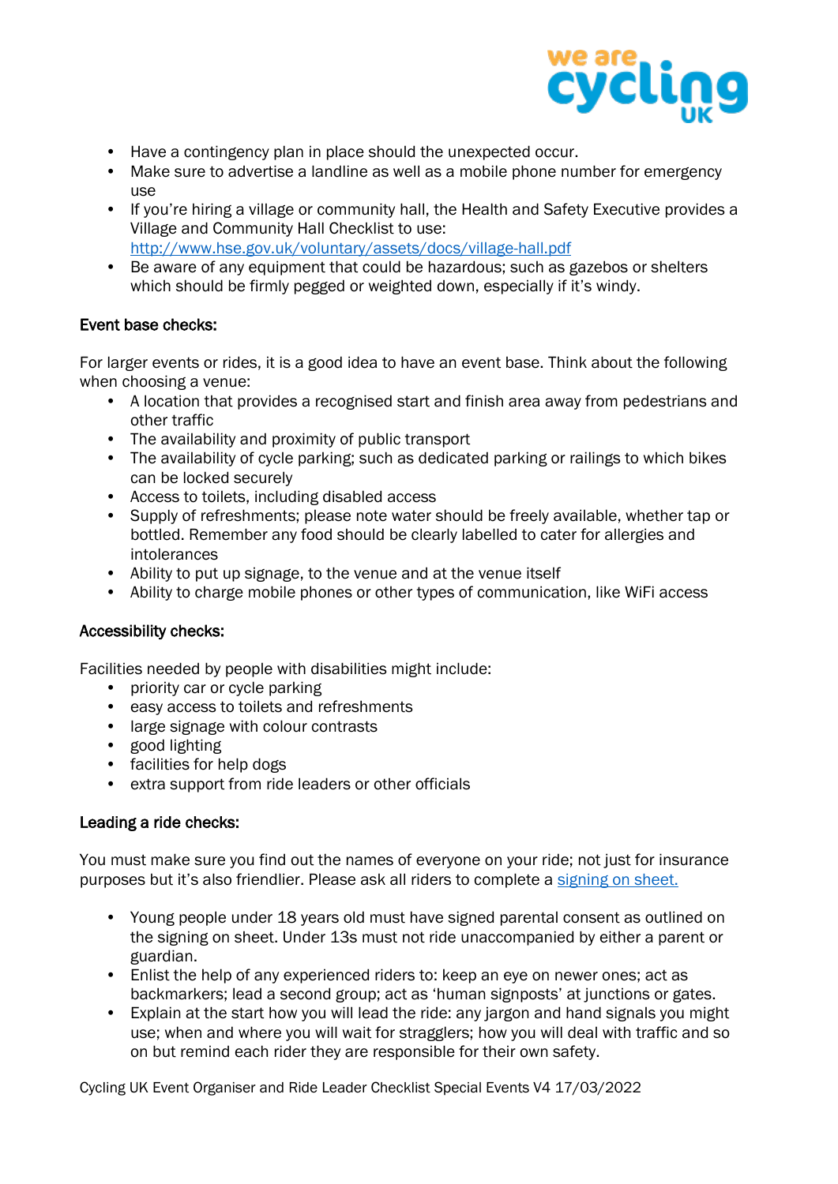- Have a contingency plan in place should the unexpected occur.
- Make sure to advertise a landline as well as a mobile phone number for emergency use
- If you're hiring a village or community hall, the Health and Safety Executive provides a Village and Community Hall Checklist to use: [http://www.hse.gov.uk/voluntary/assets/docs/village-hall.pdf](http://www.hse.gov.uk/voluntary/assets/docs/village-hall.pdf)
- Be aware of any equipment that could be hazardous; such as gazebos or shelters which should be firmly pegged or weighted down, especially if it's windy.

**Event base checks:**

For larger events or rides, it is a good idea to have an event base. Think about the following when choosing a venue:

- A location that provides a recognised start and finish area away from pedestrians and other traffic
- The availability and proximity of public transport
- The availability of cycle parking; such as dedicated parking or railings to which bikes can be locked securely
- Access to toilets, including disabled access
- Supply of refreshments; please note water should be freely available, whether tap or bottled. Remember any food should be clearly labelled to cater for allergies and intolerances
- Ability to put up signage, to the venue and at the venue itself
- Ability to charge mobile phones or other types of communication, like WiFi access

**Accessibility checks:**

Facilities needed by people with disabilities might include:

- priority car or cycle parking
- easy access to toilets and refreshments
- large signage with colour contrasts
- good lighting
- facilities for help dogs
- extra support from ride leaders or other officials

**Leading a ride checks:**

You must make sure you find out the names of everyone on your ride; not just for insurance purposes but it's also friendlier. Please ask all riders to complete a signing on sheet.

- Young people under 18 years old must have signed parental consent as outlined on the signing on sheet. Under 13s must not ride unaccompanied by either a parent or guardian.
- Enlist the help of any experienced riders to: keep an eye on newer ones; act as backmarkers; lead a second group; act as 'human signposts' at junctions or gates.
- Explain at the start how you will lead the ride: any jargon and hand signals you might use; when and where you will wait for stragglers; how you will deal with traffic and so on but remind each rider they are responsible for their own safety.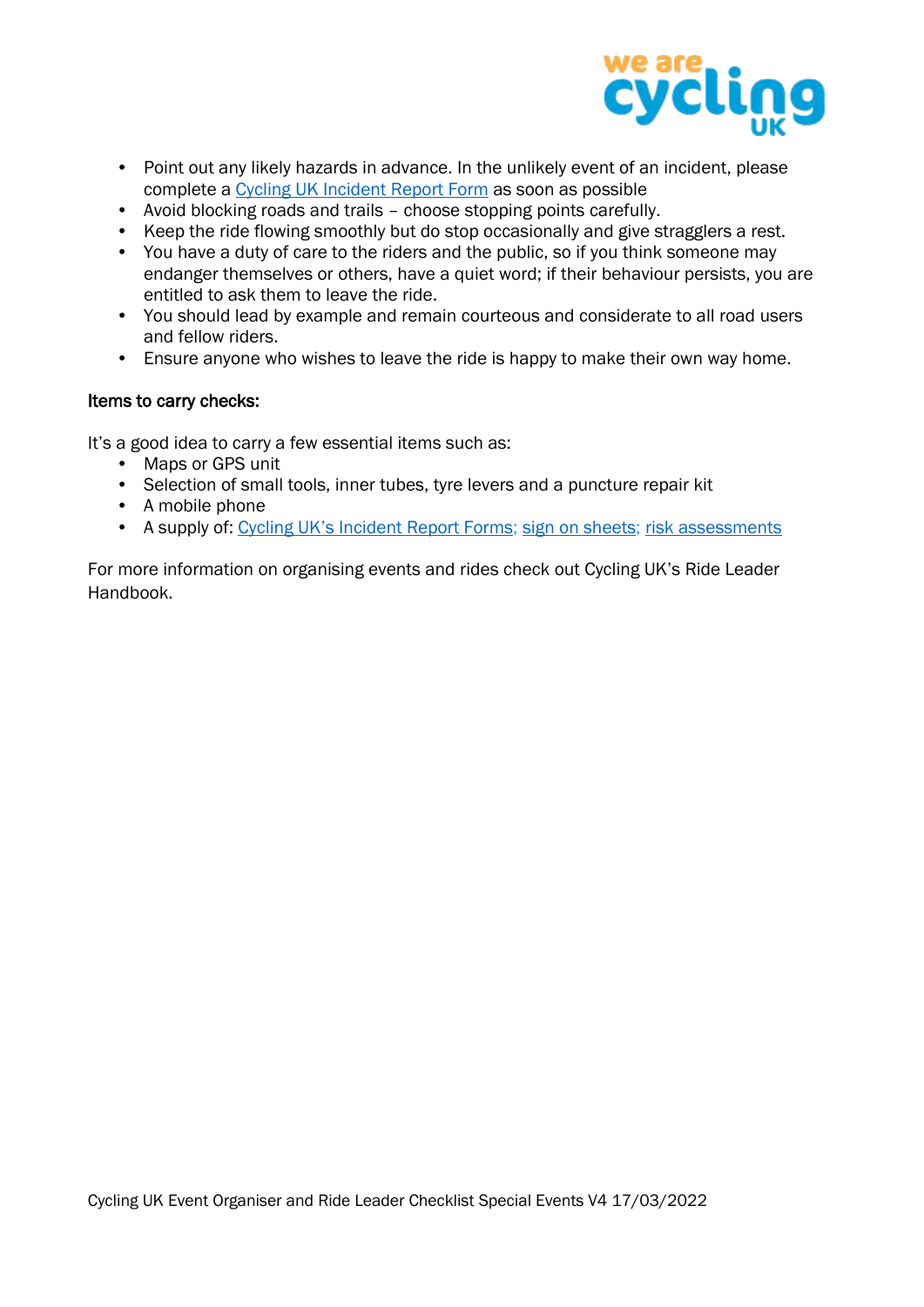- Point out any likely hazards in advance. In the unlikely event of an incident, please complete a Cycling UK Incident Report Form as soon as possible
- Avoid blocking roads and trails – choose stopping points carefully.
- Keep the ride flowing smoothly but do stop occasionally and give stragglers a rest.
- You have a duty of care to the riders and the public, so if you think someone may endanger themselves or others, have a quiet word; if their behaviour persists, you are entitled to ask them to leave the ride.
- You should lead by example and remain courteous and considerate to all road users and fellow riders.
- Ensure anyone who wishes to leave the ride is happy to make their own way home.

**Items to carry checks:**

It's a good idea to carry a few essential items such as:

- Maps or GPS unit
- Selection of small tools, inner tubes, tyre levers and a puncture repair kit
- A mobile phone
- A supply of: Cycling UK's Incident Report Forms; sign on sheets; risk assessments

For more information on organising events and rides check out Cycling UK's Ride Leader Handbook.